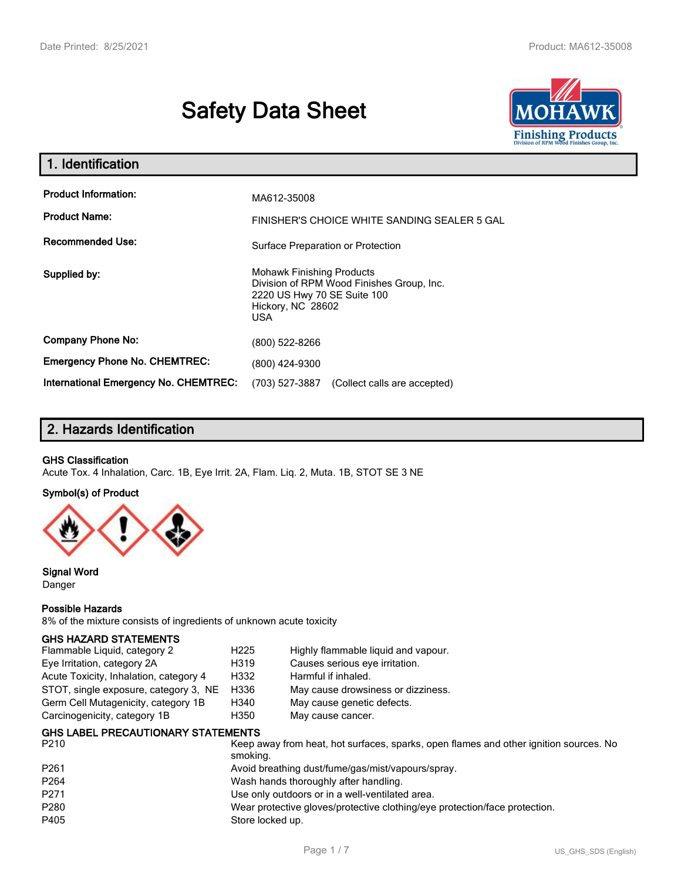# Safety Data Sheet

## 1. Identification

| | |
|---|---|
| **Product Information:** | MA612-35008 |
| **Product Name:** | FINISHER'S CHOICE WHITE SANDING SEALER 5 GAL |
| **Recommended Use:** | Surface Preparation or Protection |
| **Supplied by:** | Mohawk Finishing Products<br>Division of RPM Wood Finishes Group, Inc.<br>2220 US Hwy 70 SE Suite 100<br>Hickory, NC 28602<br>USA |
| **Company Phone No:** | (800) 522-8266 |
| **Emergency Phone No. CHEMTREC:** | (800) 424-9300 |
| **International Emergency No. CHEMTREC:** | (703) 527-3887 (Collect calls are accepted) |

## 2. Hazards Identification

**GHS Classification**

Acute Tox. 4 Inhalation, Carc. 1B, Eye Irrit. 2A, Flam. Liq. 2, Muta. 1B, STOT SE 3 NE

**Symbol(s) of Product**

**Signal Word**

Danger

**Possible Hazards**

8% of the mixture consists of ingredients of unknown acute toxicity

**GHS HAZARD STATEMENTS**

| | | |
|---|---|---|
| Flammable Liquid, category 2 | H225 | Highly flammable liquid and vapour. |
| Eye Irritation, category 2A | H319 | Causes serious eye irritation. |
| Acute Toxicity, Inhalation, category 4 | H332 | Harmful if inhaled. |
| STOT, single exposure, category 3, NE | H336 | May cause drowsiness or dizziness. |
| Germ Cell Mutagenicity, category 1B | H340 | May cause genetic defects. |
| Carcinogenicity, category 1B | H350 | May cause cancer. |

**GHS LABEL PRECAUTIONARY STATEMENTS**

| | |
|---|---|
| P210 | Keep away from heat, hot surfaces, sparks, open flames and other ignition sources. No smoking. |
| P261 | Avoid breathing dust/fume/gas/mist/vapours/spray. |
| P264 | Wash hands thoroughly after handling. |
| P271 | Use only outdoors or in a well-ventilated area. |
| P280 | Wear protective gloves/protective clothing/eye protection/face protection. |
| P405 | Store locked up. |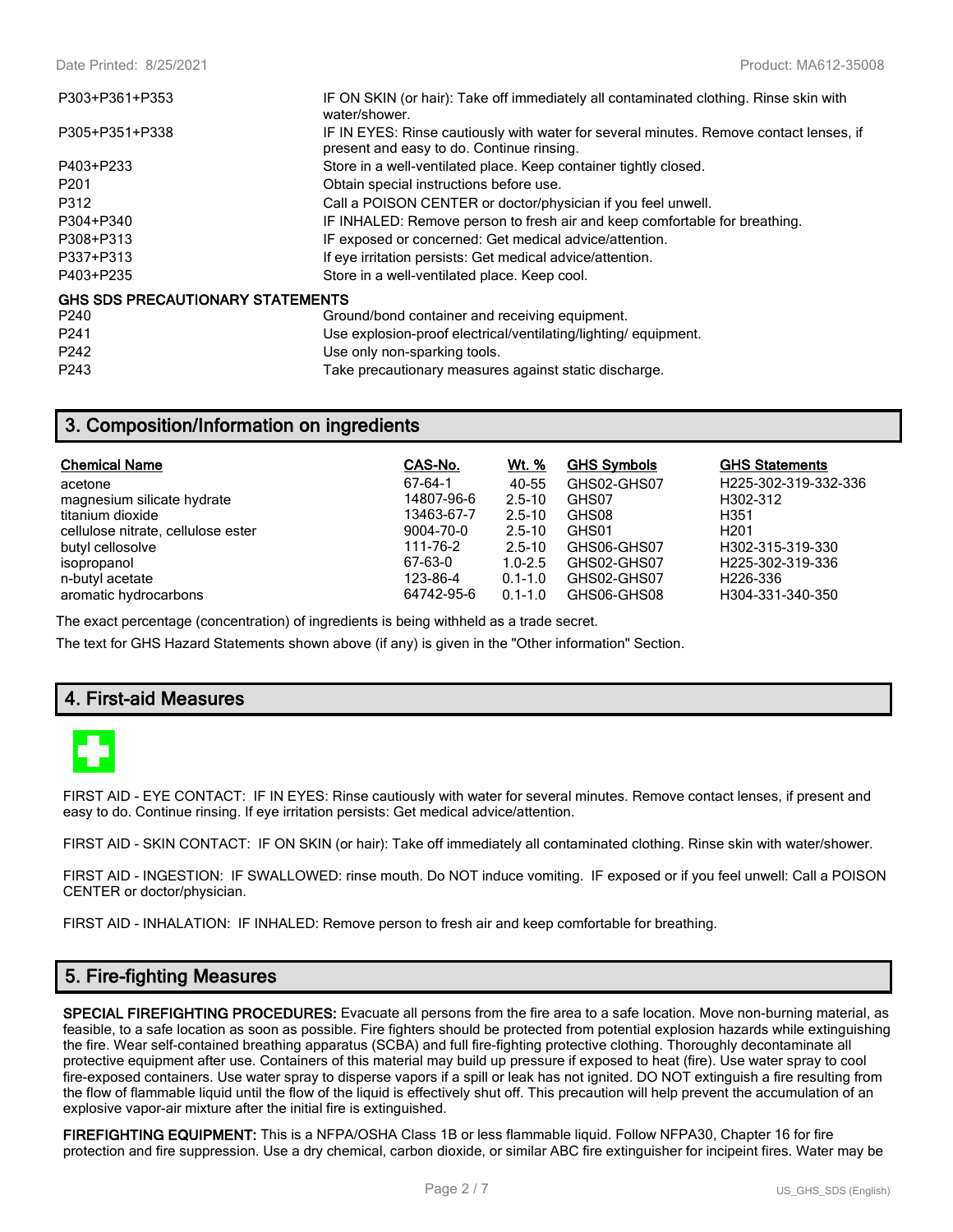| | |
|---|---|
| P303+P361+P353 | IF ON SKIN (or hair): Take off immediately all contaminated clothing. Rinse skin with water/shower. |
| P305+P351+P338 | IF IN EYES: Rinse cautiously with water for several minutes. Remove contact lenses, if present and easy to do. Continue rinsing. |
| P403+P233 | Store in a well-ventilated place. Keep container tightly closed. |
| P201 | Obtain special instructions before use. |
| P312 | Call a POISON CENTER or doctor/physician if you feel unwell. |
| P304+P340 | IF INHALED: Remove person to fresh air and keep comfortable for breathing. |
| P308+P313 | IF exposed or concerned: Get medical advice/attention. |
| P337+P313 | If eye irritation persists: Get medical advice/attention. |
| P403+P235 | Store in a well-ventilated place. Keep cool. |

**GHS SDS PRECAUTIONARY STATEMENTS**

| | |
|---|---|
| P240 | Ground/bond container and receiving equipment. |
| P241 | Use explosion-proof electrical/ventilating/lighting/ equipment. |
| P242 | Use only non-sparking tools. |
| P243 | Take precautionary measures against static discharge. |

## 3. Composition/Information on ingredients

| Chemical Name | CAS-No. | Wt. % | GHS Symbols | GHS Statements |
|---|---|---|---|---|
| acetone | 67-64-1 | 40-55 | GHS02-GHS07 | H225-302-319-332-336 |
| magnesium silicate hydrate | 14807-96-6 | 2.5-10 | GHS07 | H302-312 |
| titanium dioxide | 13463-67-7 | 2.5-10 | GHS08 | H351 |
| cellulose nitrate, cellulose ester | 9004-70-0 | 2.5-10 | GHS01 | H201 |
| butyl cellosolve | 111-76-2 | 2.5-10 | GHS06-GHS07 | H302-315-319-330 |
| isopropanol | 67-63-0 | 1.0-2.5 | GHS02-GHS07 | H225-302-319-336 |
| n-butyl acetate | 123-86-4 | 0.1-1.0 | GHS02-GHS07 | H226-336 |
| aromatic hydrocarbons | 64742-95-6 | 0.1-1.0 | GHS06-GHS08 | H304-331-340-350 |

The exact percentage (concentration) of ingredients is being withheld as a trade secret.

The text for GHS Hazard Statements shown above (if any) is given in the "Other information" Section.

## 4. First-aid Measures

FIRST AID - EYE CONTACT: IF IN EYES: Rinse cautiously with water for several minutes. Remove contact lenses, if present and easy to do. Continue rinsing. If eye irritation persists: Get medical advice/attention.

FIRST AID - SKIN CONTACT: IF ON SKIN (or hair): Take off immediately all contaminated clothing. Rinse skin with water/shower.

FIRST AID - INGESTION: IF SWALLOWED: rinse mouth. Do NOT induce vomiting. IF exposed or if you feel unwell: Call a POISON CENTER or doctor/physician.

FIRST AID - INHALATION: IF INHALED: Remove person to fresh air and keep comfortable for breathing.

## 5. Fire-fighting Measures

**SPECIAL FIREFIGHTING PROCEDURES:** Evacuate all persons from the fire area to a safe location. Move non-burning material, as feasible, to a safe location as soon as possible. Fire fighters should be protected from potential explosion hazards while extinguishing the fire. Wear self-contained breathing apparatus (SCBA) and full fire-fighting protective clothing. Thoroughly decontaminate all protective equipment after use. Containers of this material may build up pressure if exposed to heat (fire). Use water spray to cool fire-exposed containers. Use water spray to disperse vapors if a spill or leak has not ignited. DO NOT extinguish a fire resulting from the flow of flammable liquid until the flow of the liquid is effectively shut off. This precaution will help prevent the accumulation of an explosive vapor-air mixture after the initial fire is extinguished.

**FIREFIGHTING EQUIPMENT:** This is a NFPA/OSHA Class 1B or less flammable liquid. Follow NFPA30, Chapter 16 for fire protection and fire suppression. Use a dry chemical, carbon dioxide, or similar ABC fire extinguisher for incipeint fires. Water may be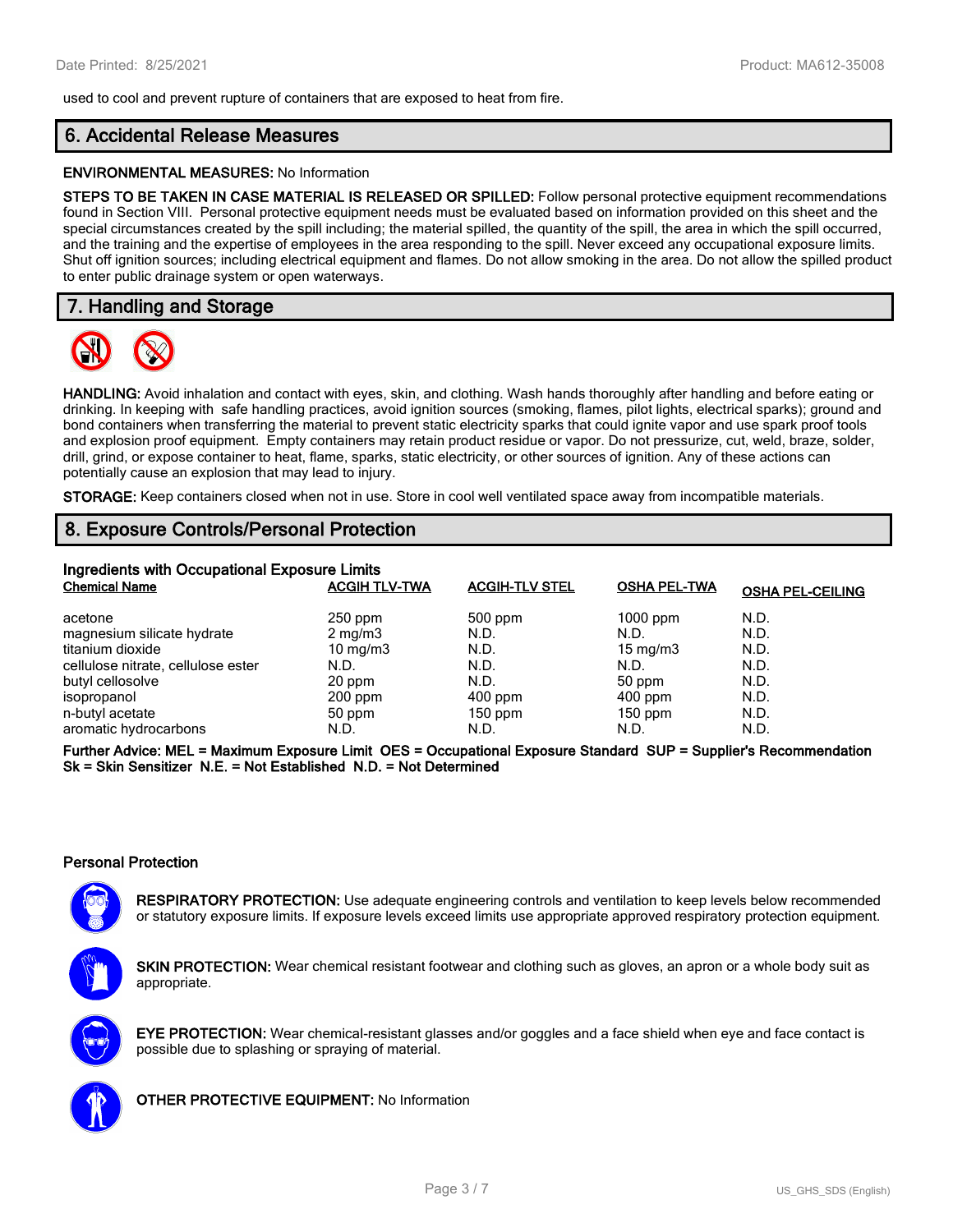used to cool and prevent rupture of containers that are exposed to heat from fire.

## 6. Accidental Release Measures

**ENVIRONMENTAL MEASURES:** No Information

**STEPS TO BE TAKEN IN CASE MATERIAL IS RELEASED OR SPILLED:** Follow personal protective equipment recommendations found in Section VIII. Personal protective equipment needs must be evaluated based on information provided on this sheet and the special circumstances created by the spill including; the material spilled, the quantity of the spill, the area in which the spill occurred, and the training and the expertise of employees in the area responding to the spill. Never exceed any occupational exposure limits. Shut off ignition sources; including electrical equipment and flames. Do not allow smoking in the area. Do not allow the spilled product to enter public drainage system or open waterways.

## 7. Handling and Storage

**HANDLING:** Avoid inhalation and contact with eyes, skin, and clothing. Wash hands thoroughly after handling and before eating or drinking. In keeping with safe handling practices, avoid ignition sources (smoking, flames, pilot lights, electrical sparks); ground and bond containers when transferring the material to prevent static electricity sparks that could ignite vapor and use spark proof tools and explosion proof equipment. Empty containers may retain product residue or vapor. Do not pressurize, cut, weld, braze, solder, drill, grind, or expose container to heat, flame, sparks, static electricity, or other sources of ignition. Any of these actions can potentially cause an explosion that may lead to injury.

**STORAGE:** Keep containers closed when not in use. Store in cool well ventilated space away from incompatible materials.

## 8. Exposure Controls/Personal Protection

### Ingredients with Occupational Exposure Limits

| Chemical Name | ACGIH TLV-TWA | ACGIH-TLV STEL | OSHA PEL-TWA | OSHA PEL-CEILING |
|---|---|---|---|---|
| acetone | 250 ppm | 500 ppm | 1000 ppm | N.D. |
| magnesium silicate hydrate | 2 mg/m3 | N.D. | N.D. | N.D. |
| titanium dioxide | 10 mg/m3 | N.D. | 15 mg/m3 | N.D. |
| cellulose nitrate, cellulose ester | N.D. | N.D. | N.D. | N.D. |
| butyl cellosolve | 20 ppm | N.D. | 50 ppm | N.D. |
| isopropanol | 200 ppm | 400 ppm | 400 ppm | N.D. |
| n-butyl acetate | 50 ppm | 150 ppm | 150 ppm | N.D. |
| aromatic hydrocarbons | N.D. | N.D. | N.D. | N.D. |

**Further Advice: MEL = Maximum Exposure Limit OES = Occupational Exposure Standard SUP = Supplier's Recommendation Sk = Skin Sensitizer N.E. = Not Established N.D. = Not Determined**

### Personal Protection

**RESPIRATORY PROTECTION:** Use adequate engineering controls and ventilation to keep levels below recommended or statutory exposure limits. If exposure levels exceed limits use appropriate approved respiratory protection equipment.

**SKIN PROTECTION:** Wear chemical resistant footwear and clothing such as gloves, an apron or a whole body suit as appropriate.

**EYE PROTECTION:** Wear chemical-resistant glasses and/or goggles and a face shield when eye and face contact is possible due to splashing or spraying of material.

**OTHER PROTECTIVE EQUIPMENT:** No Information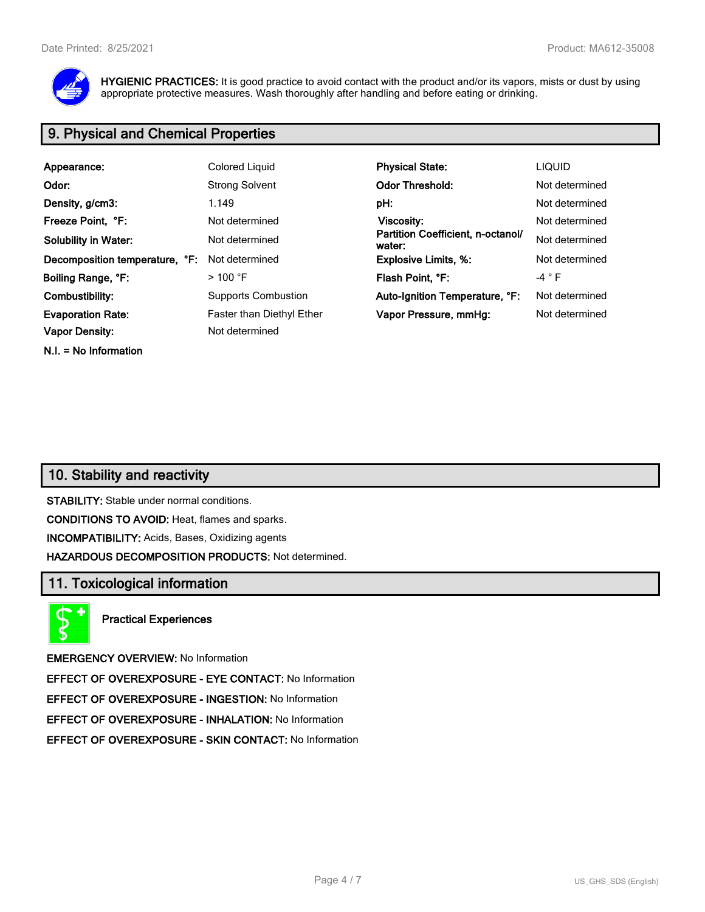**HYGIENIC PRACTICES:** It is good practice to avoid contact with the product and/or its vapors, mists or dust by using appropriate protective measures. Wash thoroughly after handling and before eating or drinking.

## 9. Physical and Chemical Properties

| | | | |
|---|---|---|---|
| **Appearance:** | Colored Liquid | **Physical State:** | LIQUID |
| **Odor:** | Strong Solvent | **Odor Threshold:** | Not determined |
| **Density, g/cm3:** | 1.149 | **pH:** | Not determined |
| **Freeze Point, °F:** | Not determined | **Viscosity:** | Not determined |
| **Solubility in Water:** | Not determined | **Partition Coefficient, n-octanol/ water:** | Not determined |
| **Decomposition temperature, °F:** | Not determined | **Explosive Limits, %:** | Not determined |
| **Boiling Range, °F:** | > 100 °F | **Flash Point, °F:** | -4 ° F |
| **Combustibility:** | Supports Combustion | **Auto-Ignition Temperature, °F:** | Not determined |
| **Evaporation Rate:** | Faster than Diethyl Ether | **Vapor Pressure, mmHg:** | Not determined |
| **Vapor Density:** | Not determined | | |

**N.I. = No Information**

## 10. Stability and reactivity

**STABILITY:** Stable under normal conditions.

**CONDITIONS TO AVOID:** Heat, flames and sparks.

**INCOMPATIBILITY:** Acids, Bases, Oxidizing agents

**HAZARDOUS DECOMPOSITION PRODUCTS:** Not determined.

## 11. Toxicological information

**Practical Experiences**

**EMERGENCY OVERVIEW:** No Information

**EFFECT OF OVEREXPOSURE - EYE CONTACT:** No Information

**EFFECT OF OVEREXPOSURE - INGESTION:** No Information

**EFFECT OF OVEREXPOSURE - INHALATION:** No Information

**EFFECT OF OVEREXPOSURE - SKIN CONTACT:** No Information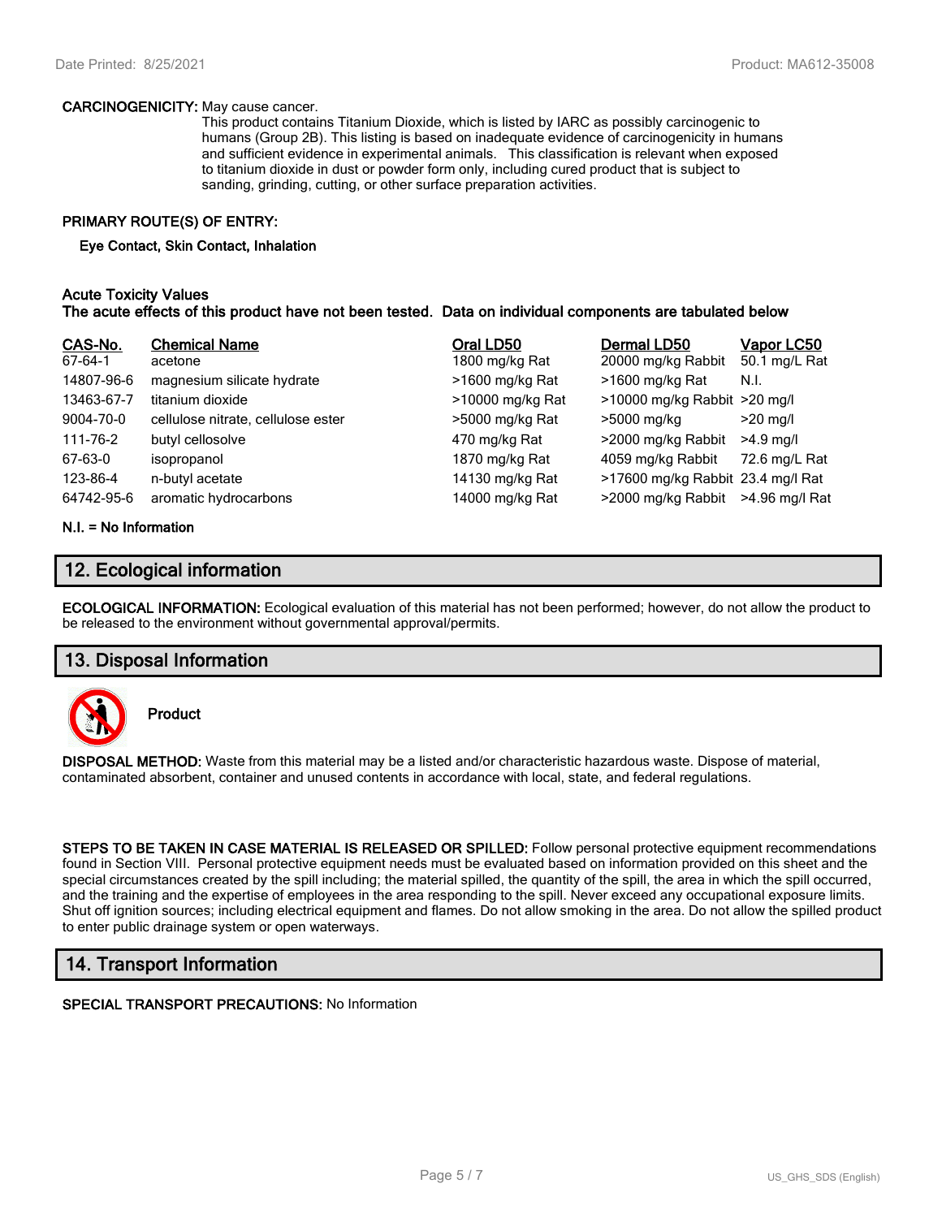**CARCINOGENICITY:** May cause cancer.

This product contains Titanium Dioxide, which is listed by IARC as possibly carcinogenic to humans (Group 2B). This listing is based on inadequate evidence of carcinogenicity in humans and sufficient evidence in experimental animals. This classification is relevant when exposed to titanium dioxide in dust or powder form only, including cured product that is subject to sanding, grinding, cutting, or other surface preparation activities.

**PRIMARY ROUTE(S) OF ENTRY:**

**Eye Contact, Skin Contact, Inhalation**

**Acute Toxicity Values**
**The acute effects of this product have not been tested. Data on individual components are tabulated below**

| CAS-No. | Chemical Name | Oral LD50 | Dermal LD50 | Vapor LC50 |
|---|---|---|---|---|
| 67-64-1 | acetone | 1800 mg/kg Rat | 20000 mg/kg Rabbit | 50.1 mg/L Rat |
| 14807-96-6 | magnesium silicate hydrate | >1600 mg/kg Rat | >1600 mg/kg Rat | N.I. |
| 13463-67-7 | titanium dioxide | >10000 mg/kg Rat | >10000 mg/kg Rabbit | >20 mg/l |
| 9004-70-0 | cellulose nitrate, cellulose ester | >5000 mg/kg Rat | >5000 mg/kg | >20 mg/l |
| 111-76-2 | butyl cellosolve | 470 mg/kg Rat | >2000 mg/kg Rabbit | >4.9 mg/l |
| 67-63-0 | isopropanol | 1870 mg/kg Rat | 4059 mg/kg Rabbit | 72.6 mg/L Rat |
| 123-86-4 | n-butyl acetate | 14130 mg/kg Rat | >17600 mg/kg Rabbit | 23.4 mg/l Rat |
| 64742-95-6 | aromatic hydrocarbons | 14000 mg/kg Rat | >2000 mg/kg Rabbit | >4.96 mg/l Rat |

**N.I. = No Information**

## 12. Ecological information

**ECOLOGICAL INFORMATION:** Ecological evaluation of this material has not been performed; however, do not allow the product to be released to the environment without governmental approval/permits.

## 13. Disposal Information

**Product**

**DISPOSAL METHOD:** Waste from this material may be a listed and/or characteristic hazardous waste. Dispose of material, contaminated absorbent, container and unused contents in accordance with local, state, and federal regulations.

**STEPS TO BE TAKEN IN CASE MATERIAL IS RELEASED OR SPILLED:** Follow personal protective equipment recommendations found in Section VIII. Personal protective equipment needs must be evaluated based on information provided on this sheet and the special circumstances created by the spill including; the material spilled, the quantity of the spill, the area in which the spill occurred, and the training and the expertise of employees in the area responding to the spill. Never exceed any occupational exposure limits. Shut off ignition sources; including electrical equipment and flames. Do not allow smoking in the area. Do not allow the spilled product to enter public drainage system or open waterways.

## 14. Transport Information

**SPECIAL TRANSPORT PRECAUTIONS:** No Information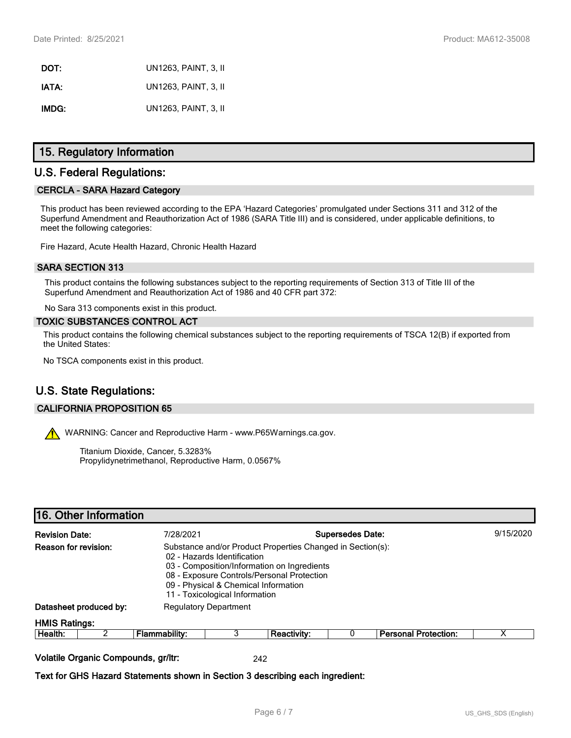**DOT:** UN1263, PAINT, 3, II

**IATA:** UN1263, PAINT, 3, II

**IMDG:** UN1263, PAINT, 3, II

## 15. Regulatory Information

## U.S. Federal Regulations:

### CERCLA - SARA Hazard Category

This product has been reviewed according to the EPA 'Hazard Categories' promulgated under Sections 311 and 312 of the Superfund Amendment and Reauthorization Act of 1986 (SARA Title III) and is considered, under applicable definitions, to meet the following categories:

Fire Hazard, Acute Health Hazard, Chronic Health Hazard

### SARA SECTION 313

This product contains the following substances subject to the reporting requirements of Section 313 of Title III of the Superfund Amendment and Reauthorization Act of 1986 and 40 CFR part 372:

No Sara 313 components exist in this product.

### TOXIC SUBSTANCES CONTROL ACT

This product contains the following chemical substances subject to the reporting requirements of TSCA 12(B) if exported from the United States:

No TSCA components exist in this product.

## U.S. State Regulations:

### CALIFORNIA PROPOSITION 65

WARNING: Cancer and Reproductive Harm - www.P65Warnings.ca.gov.

Titanium Dioxide, Cancer, 5.3283%
Propylidynetrimethanol, Reproductive Harm, 0.0567%

## 16. Other Information

**Revision Date:** 7/28/2021 **Supersedes Date:** 9/15/2020

**Reason for revision:** Substance and/or Product Properties Changed in Section(s):
- 02 - Hazards Identification
- 03 - Composition/Information on Ingredients
- 08 - Exposure Controls/Personal Protection
- 09 - Physical & Chemical Information
- 11 - Toxicological Information

**Datasheet produced by:** Regulatory Department

**HMIS Ratings:**

| Health: | 2 | Flammability: | 3 | Reactivity: | 0 | Personal Protection: | X |
|---|---|---|---|---|---|---|---|

**Volatile Organic Compounds, gr/ltr:** 242

**Text for GHS Hazard Statements shown in Section 3 describing each ingredient:**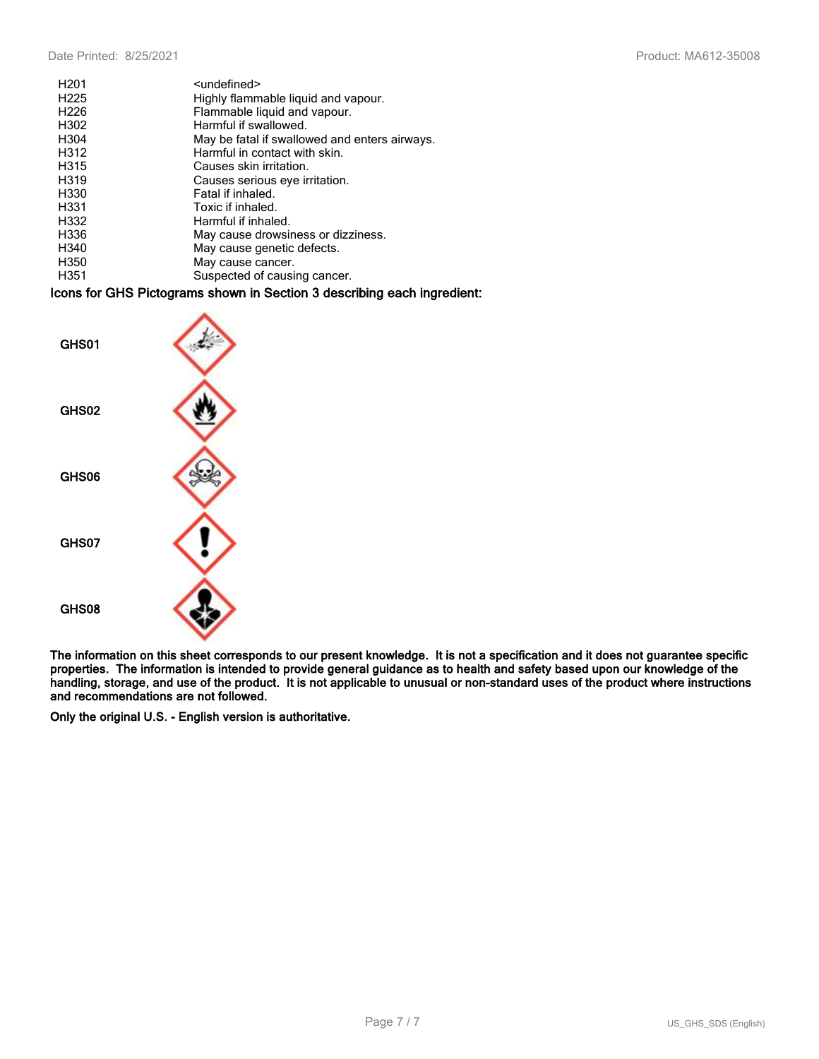| | |
|---|---|
| H201 | <undefined> |
| H225 | Highly flammable liquid and vapour. |
| H226 | Flammable liquid and vapour. |
| H302 | Harmful if swallowed. |
| H304 | May be fatal if swallowed and enters airways. |
| H312 | Harmful in contact with skin. |
| H315 | Causes skin irritation. |
| H319 | Causes serious eye irritation. |
| H330 | Fatal if inhaled. |
| H331 | Toxic if inhaled. |
| H332 | Harmful if inhaled. |
| H336 | May cause drowsiness or dizziness. |
| H340 | May cause genetic defects. |
| H350 | May cause cancer. |
| H351 | Suspected of causing cancer. |

**Icons for GHS Pictograms shown in Section 3 describing each ingredient:**

**GHS01**

**GHS02**

**GHS06**

**GHS07**

**GHS08**

**The information on this sheet corresponds to our present knowledge. It is not a specification and it does not guarantee specific properties. The information is intended to provide general guidance as to health and safety based upon our knowledge of the handling, storage, and use of the product. It is not applicable to unusual or non-standard uses of the product where instructions and recommendations are not followed.**

**Only the original U.S. - English version is authoritative.**